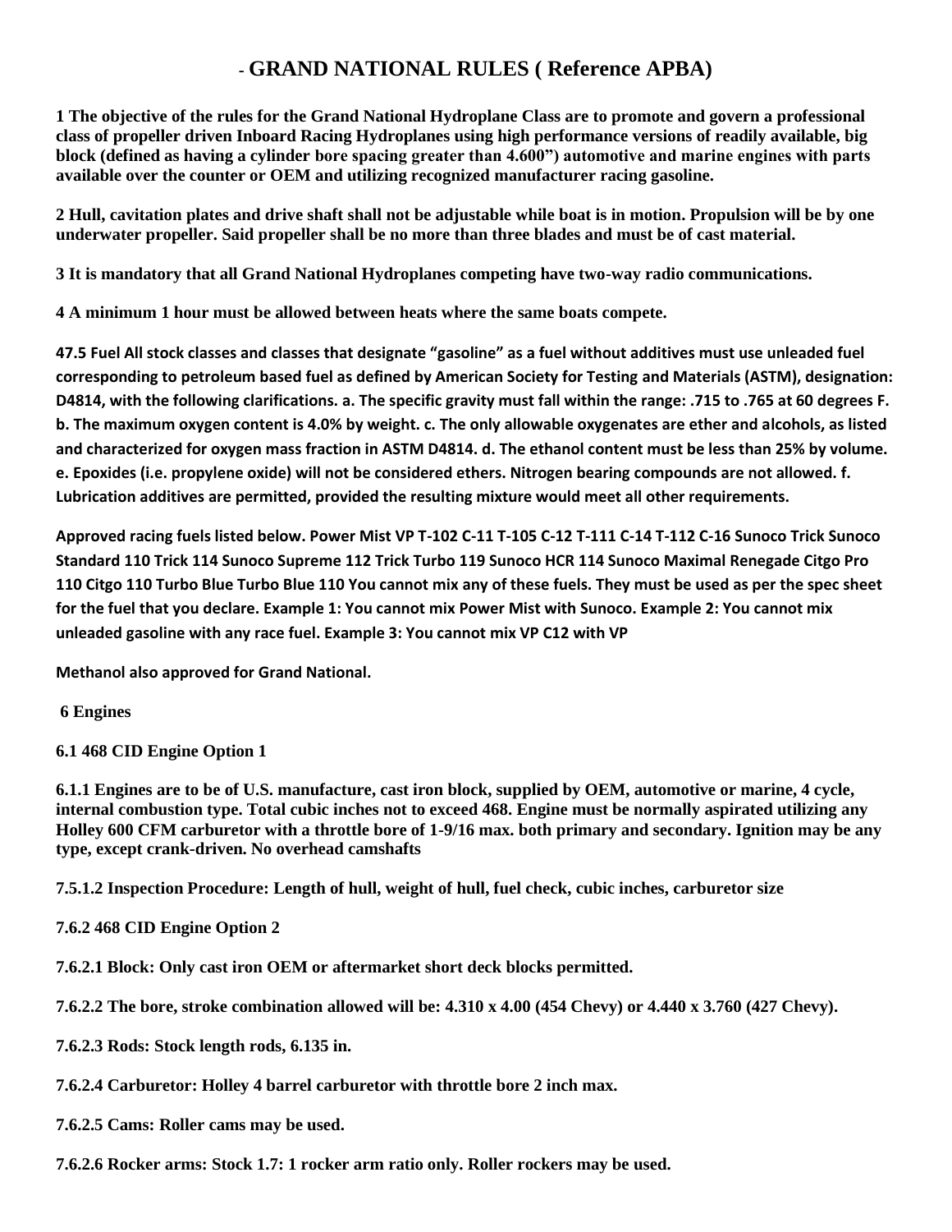# - GRAND NATIONAL RULES ( Reference APBA)

**1 The objective of the rules for the Grand National Hydroplane Class are to promote and govern a professional class of propeller driven Inboard Racing Hydroplanes using high performance versions of readily available, big block (defined as having a cylinder bore spacing greater than 4.600") automotive and marine engines with parts available over the counter or OEM and utilizing recognized manufacturer racing gasoline.**

**2 Hull, cavitation plates and drive shaft shall not be adjustable while boat is in motion. Propulsion will be by one underwater propeller. Said propeller shall be no more than three blades and must be of cast material.**

**3 It is mandatory that all Grand National Hydroplanes competing have two-way radio communications.**

**4 A minimum 1 hour must be allowed between heats where the same boats compete.**

**47.5 Fuel All stock classes and classes that designate "gasoline" as a fuel without additives must use unleaded fuel corresponding to petroleum based fuel as defined by American Society for Testing and Materials (ASTM), designation: D4814, with the following clarifications. a. The specific gravity must fall within the range: .715 to .765 at 60 degrees F. b. The maximum oxygen content is 4.0% by weight. c. The only allowable oxygenates are ether and alcohols, as listed and characterized for oxygen mass fraction in ASTM D4814. d. The ethanol content must be less than 25% by volume. e. Epoxides (i.e. propylene oxide) will not be considered ethers. Nitrogen bearing compounds are not allowed. f. Lubrication additives are permitted, provided the resulting mixture would meet all other requirements.**

**Approved racing fuels listed below. Power Mist VP T-102 C-11 T-105 C-12 T-111 C-14 T-112 C-16 Sunoco Trick Sunoco Standard 110 Trick 114 Sunoco Supreme 112 Trick Turbo 119 Sunoco HCR 114 Sunoco Maximal Renegade Citgo Pro 110 Citgo 110 Turbo Blue Turbo Blue 110 You cannot mix any of these fuels. They must be used as per the spec sheet for the fuel that you declare. Example 1: You cannot mix Power Mist with Sunoco. Example 2: You cannot mix unleaded gasoline with any race fuel. Example 3: You cannot mix VP C12 with VP**

**Methanol also approved for Grand National.**

## 6 Engines

### 6.1 468 CID Engine Option 1

**6.1.1 Engines are to be of U.S. manufacture, cast iron block, supplied by OEM, automotive or marine, 4 cycle, internal combustion type. Total cubic inches not to exceed 468. Engine must be normally aspirated utilizing any Holley 600 CFM carburetor with a throttle bore of 1-9/16 max. both primary and secondary. Ignition may be any type, except crank-driven. No overhead camshafts**

**7.5.1.2 Inspection Procedure: Length of hull, weight of hull, fuel check, cubic inches, carburetor size**

### 7.6.2 468 CID Engine Option 2

**7.6.2.1 Block: Only cast iron OEM or aftermarket short deck blocks permitted.**

**7.6.2.2 The bore, stroke combination allowed will be: 4.310 x 4.00 (454 Chevy) or 4.440 x 3.760 (427 Chevy).**

**7.6.2.3 Rods: Stock length rods, 6.135 in.**

**7.6.2.4 Carburetor: Holley 4 barrel carburetor with throttle bore 2 inch max.**

**7.6.2.5 Cams: Roller cams may be used.**

**7.6.2.6 Rocker arms: Stock 1.7: 1 rocker arm ratio only. Roller rockers may be used.**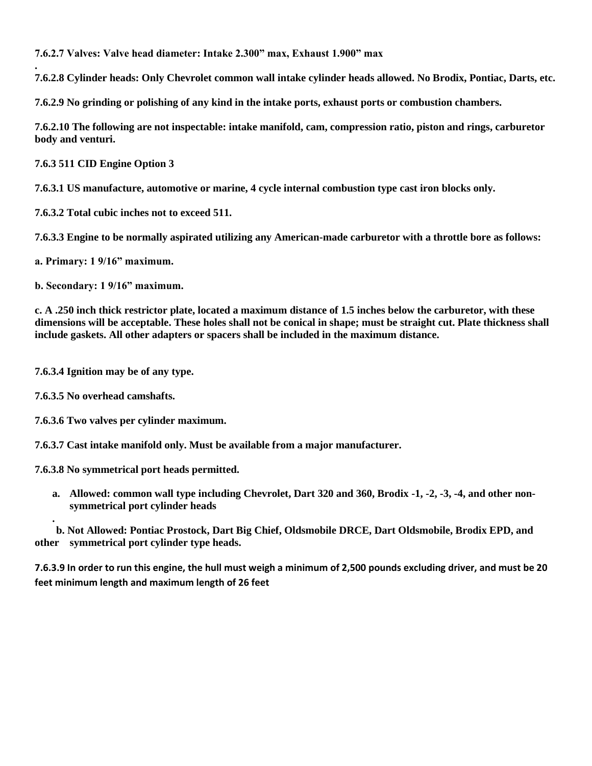**7.6.2.7 Valves: Valve head diameter: Intake 2.300" max, Exhaust 1.900" max**

.

**7.6.2.8 Cylinder heads: Only Chevrolet common wall intake cylinder heads allowed. No Brodix, Pontiac, Darts, etc.**

**7.6.2.9 No grinding or polishing of any kind in the intake ports, exhaust ports or combustion chambers.**

**7.6.2.10 The following are not inspectable: intake manifold, cam, compression ratio, piston and rings, carburetor body and venturi.**

**7.6.3 511 CID Engine Option 3**

**7.6.3.1 US manufacture, automotive or marine, 4 cycle internal combustion type cast iron blocks only.**

**7.6.3.2 Total cubic inches not to exceed 511.**

**7.6.3.3 Engine to be normally aspirated utilizing any American-made carburetor with a throttle bore as follows:**

**a. Primary: 1 9/16" maximum.**

**b. Secondary: 1 9/16" maximum.**

**c. A .250 inch thick restrictor plate, located a maximum distance of 1.5 inches below the carburetor, with these dimensions will be acceptable. These holes shall not be conical in shape; must be straight cut. Plate thickness shall include gaskets. All other adapters or spacers shall be included in the maximum distance.**

**7.6.3.4 Ignition may be of any type.**

**7.6.3.5 No overhead camshafts.**

**7.6.3.6 Two valves per cylinder maximum.**

**7.6.3.7 Cast intake manifold only. Must be available from a major manufacturer.**

**7.6.3.8 No symmetrical port heads permitted.**

- **a. Allowed: common wall type including Chevrolet, Dart 320 and 360, Brodix -1, -2, -3, -4, and other non-symmetrical port cylinder heads**

.

- **b. Not Allowed: Pontiac Prostock, Dart Big Chief, Oldsmobile DRCE, Dart Oldsmobile, Brodix EPD, and other symmetrical port cylinder type heads.**

**7.6.3.9 In order to run this engine, the hull must weigh a minimum of 2,500 pounds excluding driver, and must be 20 feet minimum length and maximum length of 26 feet**